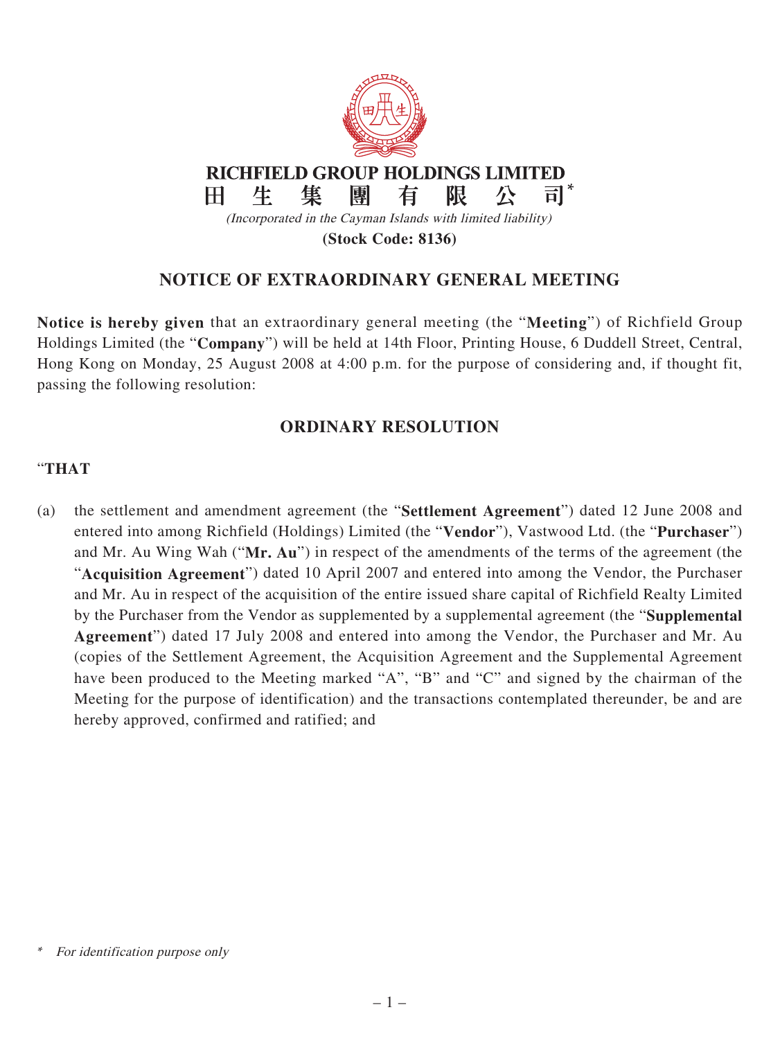# RICHFIELD GROUP HOLDINGS LIMITED

# 田生集團有限公司*

*(Incorporated in the Cayman Islands with limited liability)*

**(Stock Code: 8136)**

## NOTICE OF EXTRAORDINARY GENERAL MEETING

**Notice is hereby given** that an extraordinary general meeting (the "**Meeting**") of Richfield Group Holdings Limited (the "**Company**") will be held at 14th Floor, Printing House, 6 Duddell Street, Central, Hong Kong on Monday, 25 August 2008 at 4:00 p.m. for the purpose of considering and, if thought fit, passing the following resolution:

## ORDINARY RESOLUTION

"**THAT**

(a) the settlement and amendment agreement (the "**Settlement Agreement**") dated 12 June 2008 and entered into among Richfield (Holdings) Limited (the "**Vendor**"), Vastwood Ltd. (the "**Purchaser**") and Mr. Au Wing Wah ("**Mr. Au**") in respect of the amendments of the terms of the agreement (the "**Acquisition Agreement**") dated 10 April 2007 and entered into among the Vendor, the Purchaser and Mr. Au in respect of the acquisition of the entire issued share capital of Richfield Realty Limited by the Purchaser from the Vendor as supplemented by a supplemental agreement (the "**Supplemental Agreement**") dated 17 July 2008 and entered into among the Vendor, the Purchaser and Mr. Au (copies of the Settlement Agreement, the Acquisition Agreement and the Supplemental Agreement have been produced to the Meeting marked "A", "B" and "C" and signed by the chairman of the Meeting for the purpose of identification) and the transactions contemplated thereunder, be and are hereby approved, confirmed and ratified; and

\* *For identification purpose only*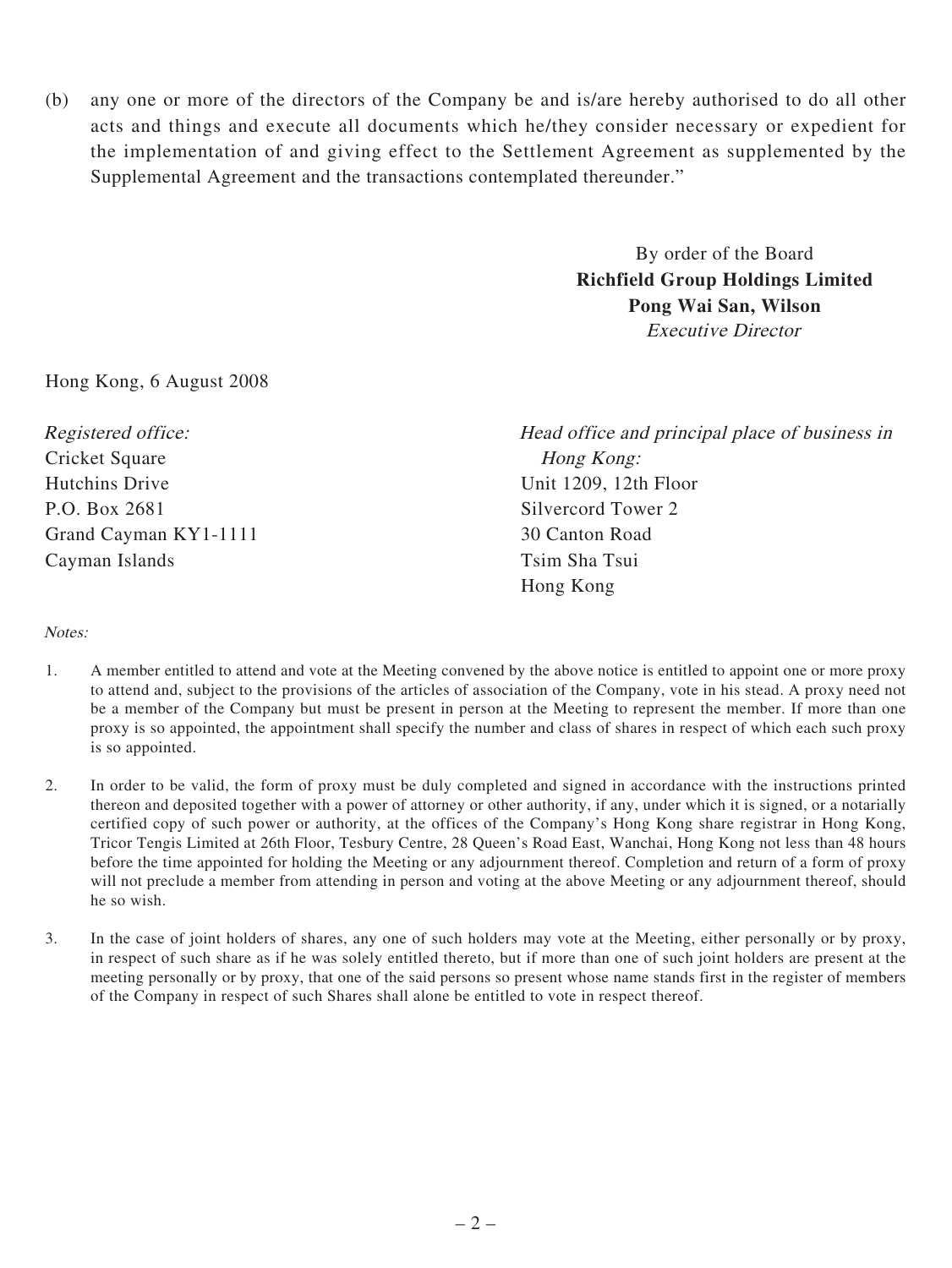(b) any one or more of the directors of the Company be and is/are hereby authorised to do all other acts and things and execute all documents which he/they consider necessary or expedient for the implementation of and giving effect to the Settlement Agreement as supplemented by the Supplemental Agreement and the transactions contemplated thereunder."

By order of the Board
**Richfield Group Holdings Limited**
**Pong Wai San, Wilson**
*Executive Director*

Hong Kong, 6 August 2008

*Registered office:*
Cricket Square
Hutchins Drive
P.O. Box 2681
Grand Cayman KY1-1111
Cayman Islands

*Head office and principal place of business in Hong Kong:*
Unit 1209, 12th Floor
Silvercord Tower 2
30 Canton Road
Tsim Sha Tsui
Hong Kong

*Notes:*

1. A member entitled to attend and vote at the Meeting convened by the above notice is entitled to appoint one or more proxy to attend and, subject to the provisions of the articles of association of the Company, vote in his stead. A proxy need not be a member of the Company but must be present in person at the Meeting to represent the member. If more than one proxy is so appointed, the appointment shall specify the number and class of shares in respect of which each such proxy is so appointed.

2. In order to be valid, the form of proxy must be duly completed and signed in accordance with the instructions printed thereon and deposited together with a power of attorney or other authority, if any, under which it is signed, or a notarially certified copy of such power or authority, at the offices of the Company's Hong Kong share registrar in Hong Kong, Tricor Tengis Limited at 26th Floor, Tesbury Centre, 28 Queen's Road East, Wanchai, Hong Kong not less than 48 hours before the time appointed for holding the Meeting or any adjournment thereof. Completion and return of a form of proxy will not preclude a member from attending in person and voting at the above Meeting or any adjournment thereof, should he so wish.

3. In the case of joint holders of shares, any one of such holders may vote at the Meeting, either personally or by proxy, in respect of such share as if he was solely entitled thereto, but if more than one of such joint holders are present at the meeting personally or by proxy, that one of the said persons so present whose name stands first in the register of members of the Company in respect of such Shares shall alone be entitled to vote in respect thereof.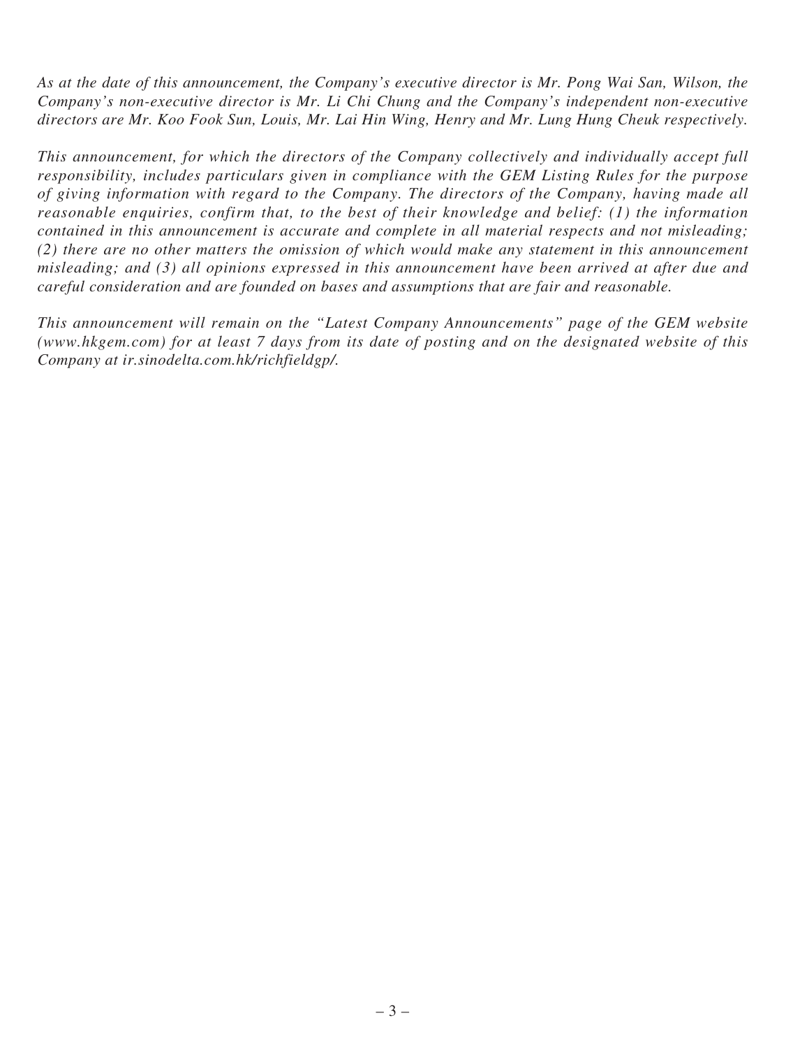*As at the date of this announcement, the Company's executive director is Mr. Pong Wai San, Wilson, the Company's non-executive director is Mr. Li Chi Chung and the Company's independent non-executive directors are Mr. Koo Fook Sun, Louis, Mr. Lai Hin Wing, Henry and Mr. Lung Hung Cheuk respectively.*

*This announcement, for which the directors of the Company collectively and individually accept full responsibility, includes particulars given in compliance with the GEM Listing Rules for the purpose of giving information with regard to the Company. The directors of the Company, having made all reasonable enquiries, confirm that, to the best of their knowledge and belief: (1) the information contained in this announcement is accurate and complete in all material respects and not misleading; (2) there are no other matters the omission of which would make any statement in this announcement misleading; and (3) all opinions expressed in this announcement have been arrived at after due and careful consideration and are founded on bases and assumptions that are fair and reasonable.*

*This announcement will remain on the "Latest Company Announcements" page of the GEM website (www.hkgem.com) for at least 7 days from its date of posting and on the designated website of this Company at ir.sinodelta.com.hk/richfieldgp/.*